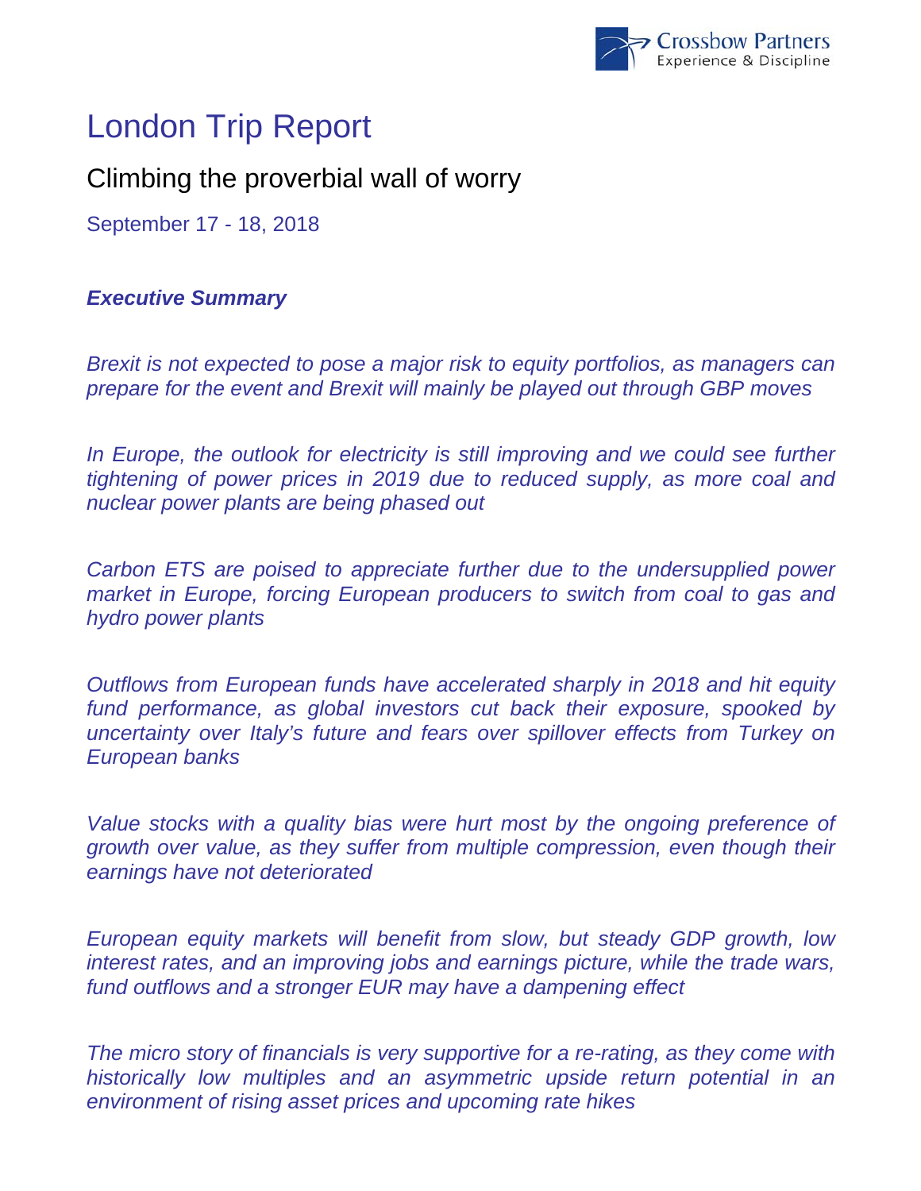# London Trip Report

## Climbing the proverbial wall of worry

September 17 - 18, 2018

### *Executive Summary*

*Brexit is not expected to pose a major risk to equity portfolios, as managers can prepare for the event and Brexit will mainly be played out through GBP moves*

*In Europe, the outlook for electricity is still improving and we could see further tightening of power prices in 2019 due to reduced supply, as more coal and nuclear power plants are being phased out*

*Carbon ETS are poised to appreciate further due to the undersupplied power market in Europe, forcing European producers to switch from coal to gas and hydro power plants*

*Outflows from European funds have accelerated sharply in 2018 and hit equity fund performance, as global investors cut back their exposure, spooked by uncertainty over Italy's future and fears over spillover effects from Turkey on European banks*

*Value stocks with a quality bias were hurt most by the ongoing preference of growth over value, as they suffer from multiple compression, even though their earnings have not deteriorated*

*European equity markets will benefit from slow, but steady GDP growth, low interest rates, and an improving jobs and earnings picture, while the trade wars, fund outflows and a stronger EUR may have a dampening effect*

*The micro story of financials is very supportive for a re-rating, as they come with historically low multiples and an asymmetric upside return potential in an environment of rising asset prices and upcoming rate hikes*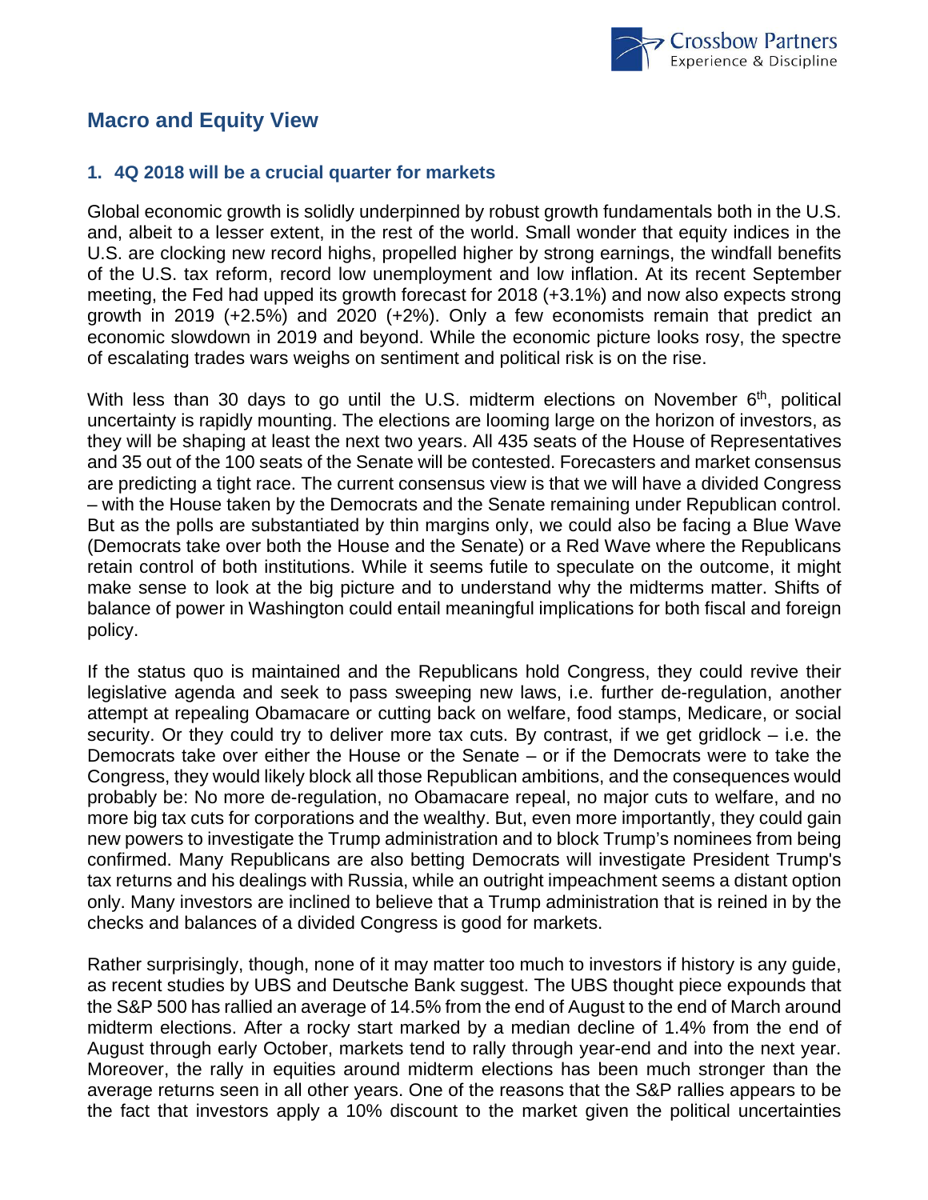## Macro and Equity View

### 1. 4Q 2018 will be a crucial quarter for markets

Global economic growth is solidly underpinned by robust growth fundamentals both in the U.S. and, albeit to a lesser extent, in the rest of the world. Small wonder that equity indices in the U.S. are clocking new record highs, propelled higher by strong earnings, the windfall benefits of the U.S. tax reform, record low unemployment and low inflation. At its recent September meeting, the Fed had upped its growth forecast for 2018 (+3.1%) and now also expects strong growth in 2019 (+2.5%) and 2020 (+2%). Only a few economists remain that predict an economic slowdown in 2019 and beyond. While the economic picture looks rosy, the spectre of escalating trades wars weighs on sentiment and political risk is on the rise.

With less than 30 days to go until the U.S. midterm elections on November 6th, political uncertainty is rapidly mounting. The elections are looming large on the horizon of investors, as they will be shaping at least the next two years. All 435 seats of the House of Representatives and 35 out of the 100 seats of the Senate will be contested. Forecasters and market consensus are predicting a tight race. The current consensus view is that we will have a divided Congress – with the House taken by the Democrats and the Senate remaining under Republican control. But as the polls are substantiated by thin margins only, we could also be facing a Blue Wave (Democrats take over both the House and the Senate) or a Red Wave where the Republicans retain control of both institutions. While it seems futile to speculate on the outcome, it might make sense to look at the big picture and to understand why the midterms matter. Shifts of balance of power in Washington could entail meaningful implications for both fiscal and foreign policy.

If the status quo is maintained and the Republicans hold Congress, they could revive their legislative agenda and seek to pass sweeping new laws, i.e. further de-regulation, another attempt at repealing Obamacare or cutting back on welfare, food stamps, Medicare, or social security. Or they could try to deliver more tax cuts. By contrast, if we get gridlock – i.e. the Democrats take over either the House or the Senate – or if the Democrats were to take the Congress, they would likely block all those Republican ambitions, and the consequences would probably be: No more de-regulation, no Obamacare repeal, no major cuts to welfare, and no more big tax cuts for corporations and the wealthy. But, even more importantly, they could gain new powers to investigate the Trump administration and to block Trump's nominees from being confirmed. Many Republicans are also betting Democrats will investigate President Trump's tax returns and his dealings with Russia, while an outright impeachment seems a distant option only. Many investors are inclined to believe that a Trump administration that is reined in by the checks and balances of a divided Congress is good for markets.

Rather surprisingly, though, none of it may matter too much to investors if history is any guide, as recent studies by UBS and Deutsche Bank suggest. The UBS thought piece expounds that the S&P 500 has rallied an average of 14.5% from the end of August to the end of March around midterm elections. After a rocky start marked by a median decline of 1.4% from the end of August through early October, markets tend to rally through year-end and into the next year. Moreover, the rally in equities around midterm elections has been much stronger than the average returns seen in all other years. One of the reasons that the S&P rallies appears to be the fact that investors apply a 10% discount to the market given the political uncertainties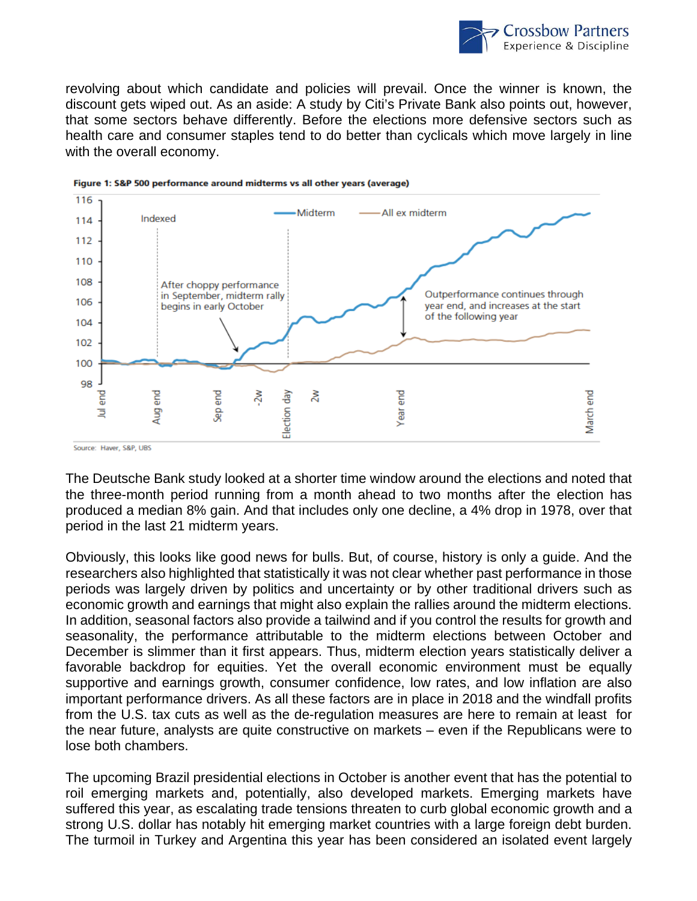revolving about which candidate and policies will prevail. Once the winner is known, the discount gets wiped out. As an aside: A study by Citi's Private Bank also points out, however, that some sectors behave differently. Before the elections more defensive sectors such as health care and consumer staples tend to do better than cyclicals which move largely in line with the overall economy.

**Figure 1: S&P 500 performance around midterms vs all other years (average)**

Source: Haver, S&P, UBS

The Deutsche Bank study looked at a shorter time window around the elections and noted that the three-month period running from a month ahead to two months after the election has produced a median 8% gain. And that includes only one decline, a 4% drop in 1978, over that period in the last 21 midterm years.

Obviously, this looks like good news for bulls. But, of course, history is only a guide. And the researchers also highlighted that statistically it was not clear whether past performance in those periods was largely driven by politics and uncertainty or by other traditional drivers such as economic growth and earnings that might also explain the rallies around the midterm elections. In addition, seasonal factors also provide a tailwind and if you control the results for growth and seasonality, the performance attributable to the midterm elections between October and December is slimmer than it first appears. Thus, midterm election years statistically deliver a favorable backdrop for equities. Yet the overall economic environment must be equally supportive and earnings growth, consumer confidence, low rates, and low inflation are also important performance drivers. As all these factors are in place in 2018 and the windfall profits from the U.S. tax cuts as well as the de-regulation measures are here to remain at least for the near future, analysts are quite constructive on markets – even if the Republicans were to lose both chambers.

The upcoming Brazil presidential elections in October is another event that has the potential to roil emerging markets and, potentially, also developed markets. Emerging markets have suffered this year, as escalating trade tensions threaten to curb global economic growth and a strong U.S. dollar has notably hit emerging market countries with a large foreign debt burden. The turmoil in Turkey and Argentina this year has been considered an isolated event largely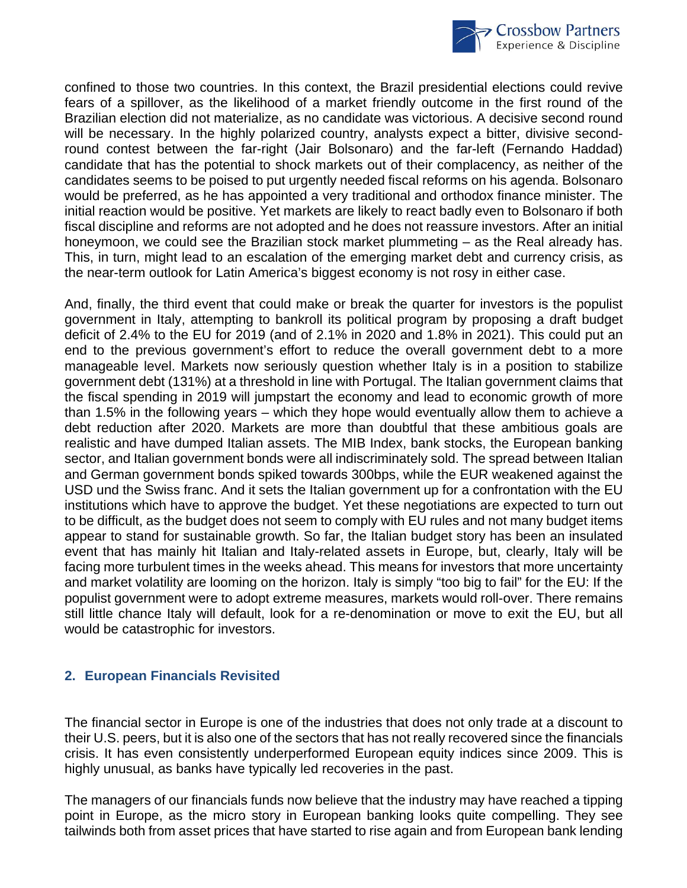confined to those two countries. In this context, the Brazil presidential elections could revive fears of a spillover, as the likelihood of a market friendly outcome in the first round of the Brazilian election did not materialize, as no candidate was victorious. A decisive second round will be necessary. In the highly polarized country, analysts expect a bitter, divisive second-round contest between the far-right (Jair Bolsonaro) and the far-left (Fernando Haddad) candidate that has the potential to shock markets out of their complacency, as neither of the candidates seems to be poised to put urgently needed fiscal reforms on his agenda. Bolsonaro would be preferred, as he has appointed a very traditional and orthodox finance minister. The initial reaction would be positive. Yet markets are likely to react badly even to Bolsonaro if both fiscal discipline and reforms are not adopted and he does not reassure investors. After an initial honeymoon, we could see the Brazilian stock market plummeting – as the Real already has. This, in turn, might lead to an escalation of the emerging market debt and currency crisis, as the near-term outlook for Latin America's biggest economy is not rosy in either case.

And, finally, the third event that could make or break the quarter for investors is the populist government in Italy, attempting to bankroll its political program by proposing a draft budget deficit of 2.4% to the EU for 2019 (and of 2.1% in 2020 and 1.8% in 2021). This could put an end to the previous government's effort to reduce the overall government debt to a more manageable level. Markets now seriously question whether Italy is in a position to stabilize government debt (131%) at a threshold in line with Portugal. The Italian government claims that the fiscal spending in 2019 will jumpstart the economy and lead to economic growth of more than 1.5% in the following years – which they hope would eventually allow them to achieve a debt reduction after 2020. Markets are more than doubtful that these ambitious goals are realistic and have dumped Italian assets. The MIB Index, bank stocks, the European banking sector, and Italian government bonds were all indiscriminately sold. The spread between Italian and German government bonds spiked towards 300bps, while the EUR weakened against the USD und the Swiss franc. And it sets the Italian government up for a confrontation with the EU institutions which have to approve the budget. Yet these negotiations are expected to turn out to be difficult, as the budget does not seem to comply with EU rules and not many budget items appear to stand for sustainable growth. So far, the Italian budget story has been an insulated event that has mainly hit Italian and Italy-related assets in Europe, but, clearly, Italy will be facing more turbulent times in the weeks ahead. This means for investors that more uncertainty and market volatility are looming on the horizon. Italy is simply "too big to fail" for the EU: If the populist government were to adopt extreme measures, markets would roll-over. There remains still little chance Italy will default, look for a re-denomination or move to exit the EU, but all would be catastrophic for investors.

## 2. European Financials Revisited

The financial sector in Europe is one of the industries that does not only trade at a discount to their U.S. peers, but it is also one of the sectors that has not really recovered since the financials crisis. It has even consistently underperformed European equity indices since 2009. This is highly unusual, as banks have typically led recoveries in the past.

The managers of our financials funds now believe that the industry may have reached a tipping point in Europe, as the micro story in European banking looks quite compelling. They see tailwinds both from asset prices that have started to rise again and from European bank lending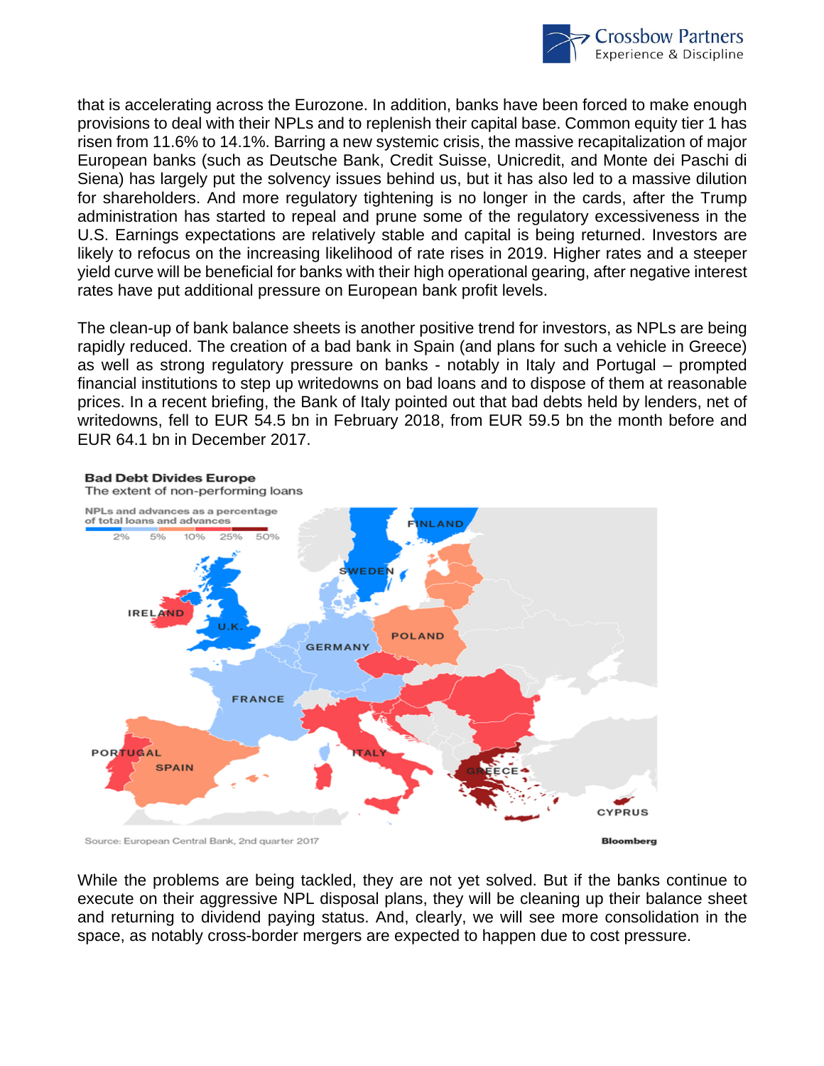that is accelerating across the Eurozone. In addition, banks have been forced to make enough provisions to deal with their NPLs and to replenish their capital base. Common equity tier 1 has risen from 11.6% to 14.1%. Barring a new systemic crisis, the massive recapitalization of major European banks (such as Deutsche Bank, Credit Suisse, Unicredit, and Monte dei Paschi di Siena) has largely put the solvency issues behind us, but it has also led to a massive dilution for shareholders. And more regulatory tightening is no longer in the cards, after the Trump administration has started to repeal and prune some of the regulatory excessiveness in the U.S. Earnings expectations are relatively stable and capital is being returned. Investors are likely to refocus on the increasing likelihood of rate rises in 2019. Higher rates and a steeper yield curve will be beneficial for banks with their high operational gearing, after negative interest rates have put additional pressure on European bank profit levels.

The clean-up of bank balance sheets is another positive trend for investors, as NPLs are being rapidly reduced. The creation of a bad bank in Spain (and plans for such a vehicle in Greece) as well as strong regulatory pressure on banks - notably in Italy and Portugal – prompted financial institutions to step up writedowns on bad loans and to dispose of them at reasonable prices. In a recent briefing, the Bank of Italy pointed out that bad debts held by lenders, net of writedowns, fell to EUR 54.5 bn in February 2018, from EUR 59.5 bn the month before and EUR 64.1 bn in December 2017.

**Bad Debt Divides Europe**
The extent of non-performing loans

NPLs and advances as a percentage of total loans and advances

2% 5% 10% 25% 50%

FINLAND, SWEDEN, IRELAND, U.K., POLAND, GERMANY, FRANCE, PORTUGAL, SPAIN, ITALY, GREECE, CYPRUS

Source: European Central Bank, 2nd quarter 2017

Bloomberg

While the problems are being tackled, they are not yet solved. But if the banks continue to execute on their aggressive NPL disposal plans, they will be cleaning up their balance sheet and returning to dividend paying status. And, clearly, we will see more consolidation in the space, as notably cross-border mergers are expected to happen due to cost pressure.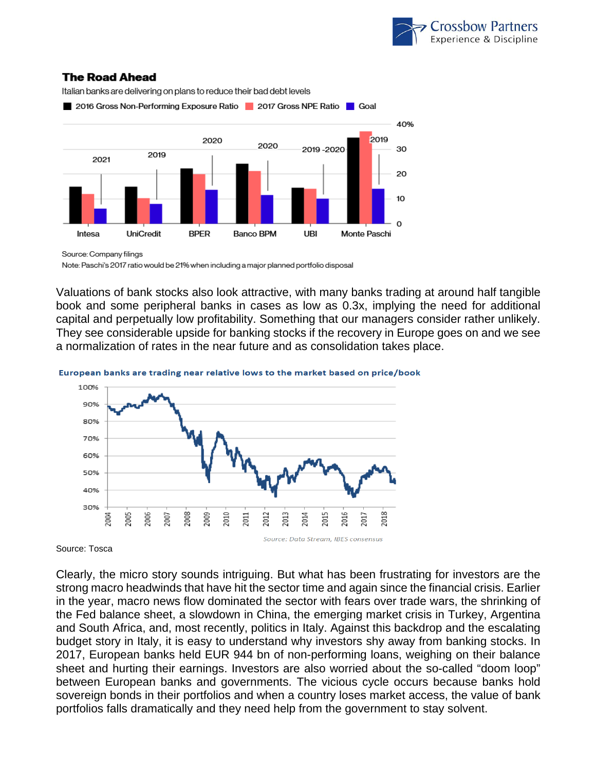**The Road Ahead**

Italian banks are delivering on plans to reduce their bad debt levels

Source: Company filings

Note: Paschi's 2017 ratio would be 21% when including a major planned portfolio disposal

Valuations of bank stocks also look attractive, with many banks trading at around half tangible book and some peripheral banks in cases as low as 0.3x, implying the need for additional capital and perpetually low profitability. Something that our managers consider rather unlikely. They see considerable upside for banking stocks if the recovery in Europe goes on and we see a normalization of rates in the near future and as consolidation takes place.

**European banks are trading near relative lows to the market based on price/book**

*Source: Data Stream, IBES consensus*

Source: Tosca

Clearly, the micro story sounds intriguing. But what has been frustrating for investors are the strong macro headwinds that have hit the sector time and again since the financial crisis. Earlier in the year, macro news flow dominated the sector with fears over trade wars, the shrinking of the Fed balance sheet, a slowdown in China, the emerging market crisis in Turkey, Argentina and South Africa, and, most recently, politics in Italy. Against this backdrop and the escalating budget story in Italy, it is easy to understand why investors shy away from banking stocks. In 2017, European banks held EUR 944 bn of non-performing loans, weighing on their balance sheet and hurting their earnings. Investors are also worried about the so-called "doom loop" between European banks and governments. The vicious cycle occurs because banks hold sovereign bonds in their portfolios and when a country loses market access, the value of bank portfolios falls dramatically and they need help from the government to stay solvent.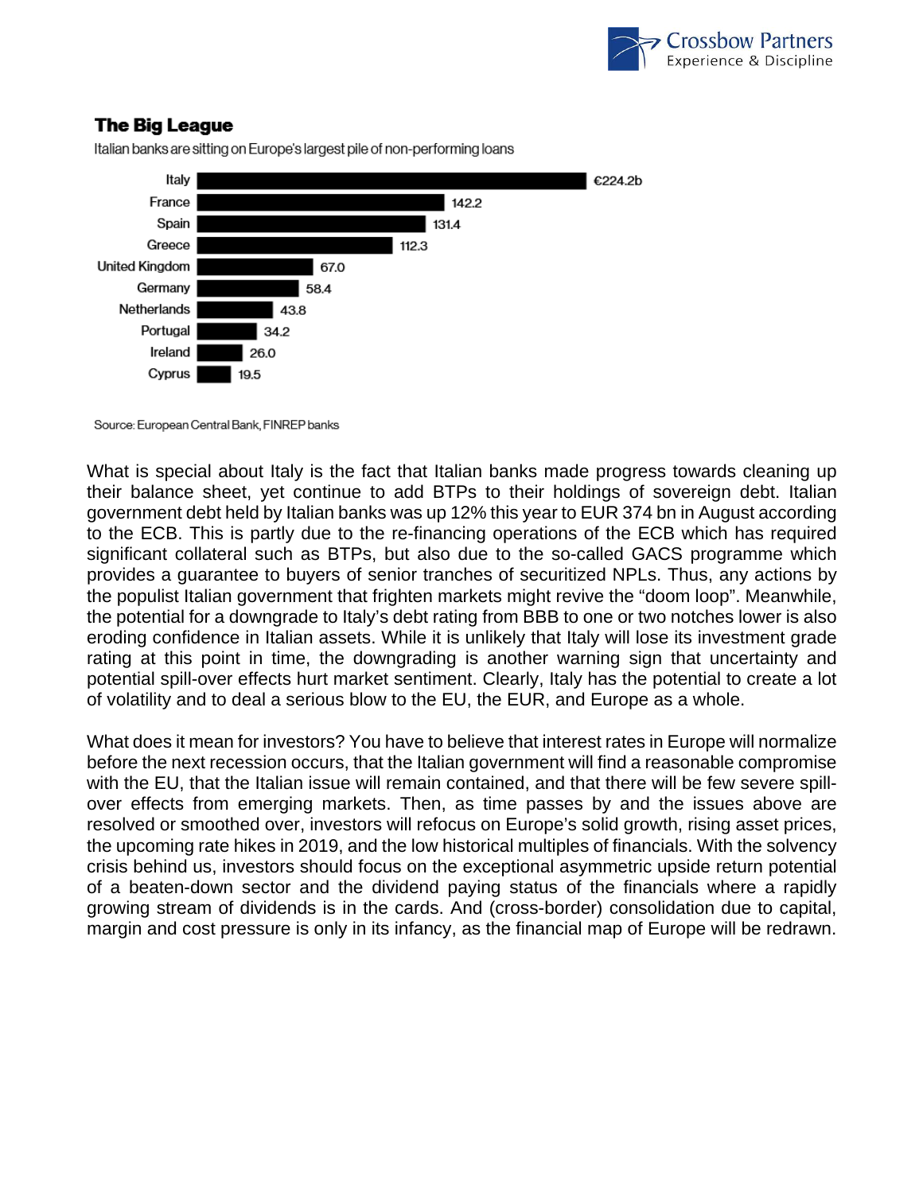**The Big League**

Italian banks are sitting on Europe's largest pile of non-performing loans

Italy €224.2b
France 142.2
Spain 131.4
Greece 112.3
United Kingdom 67.0
Germany 58.4
Netherlands 43.8
Portugal 34.2
Ireland 26.0
Cyprus 19.5

Source: European Central Bank, FINREP banks

What is special about Italy is the fact that Italian banks made progress towards cleaning up their balance sheet, yet continue to add BTPs to their holdings of sovereign debt. Italian government debt held by Italian banks was up 12% this year to EUR 374 bn in August according to the ECB. This is partly due to the re-financing operations of the ECB which has required significant collateral such as BTPs, but also due to the so-called GACS programme which provides a guarantee to buyers of senior tranches of securitized NPLs. Thus, any actions by the populist Italian government that frighten markets might revive the "doom loop". Meanwhile, the potential for a downgrade to Italy's debt rating from BBB to one or two notches lower is also eroding confidence in Italian assets. While it is unlikely that Italy will lose its investment grade rating at this point in time, the downgrading is another warning sign that uncertainty and potential spill-over effects hurt market sentiment. Clearly, Italy has the potential to create a lot of volatility and to deal a serious blow to the EU, the EUR, and Europe as a whole.

What does it mean for investors? You have to believe that interest rates in Europe will normalize before the next recession occurs, that the Italian government will find a reasonable compromise with the EU, that the Italian issue will remain contained, and that there will be few severe spill-over effects from emerging markets. Then, as time passes by and the issues above are resolved or smoothed over, investors will refocus on Europe's solid growth, rising asset prices, the upcoming rate hikes in 2019, and the low historical multiples of financials. With the solvency crisis behind us, investors should focus on the exceptional asymmetric upside return potential of a beaten-down sector and the dividend paying status of the financials where a rapidly growing stream of dividends is in the cards. And (cross-border) consolidation due to capital, margin and cost pressure is only in its infancy, as the financial map of Europe will be redrawn.